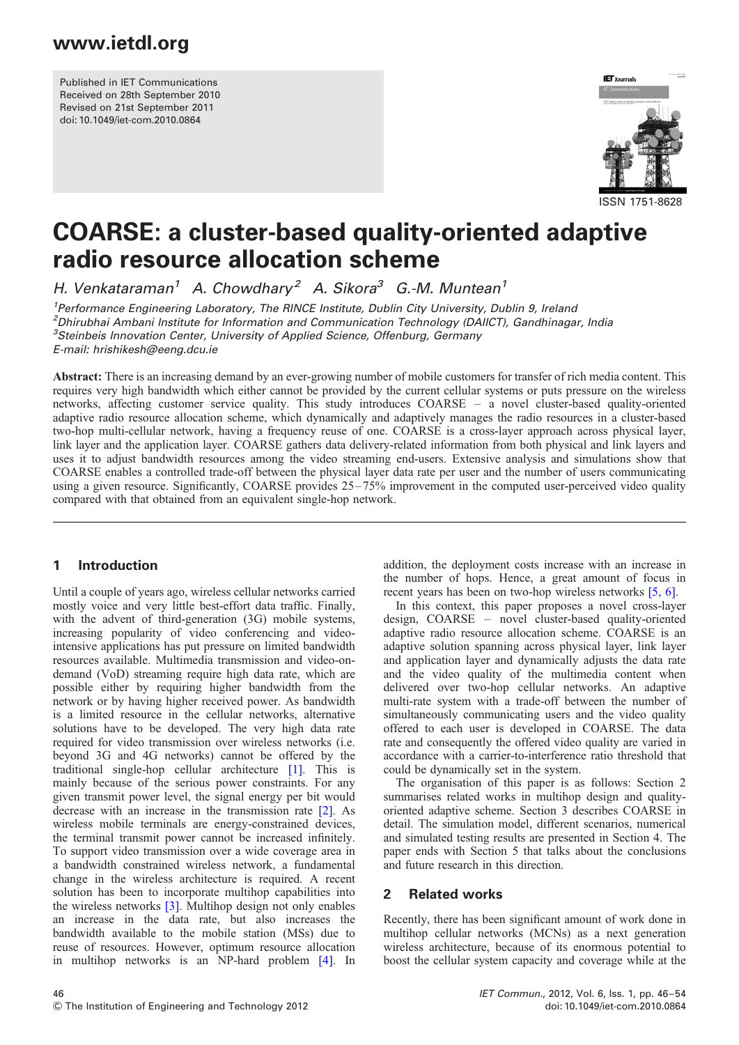Published in IET Communications
Received on 28th September 2010
Revised on 21st September 2011
doi: 10.1049/iet-com.2010.0864

ISSN 1751-8628

# COARSE: a cluster-based quality-oriented adaptive radio resource allocation scheme

*H. Venkataraman*[1] *A. Chowdhary*[2] *A. Sikora*[3] *G.-M. Muntean*[1]

[1]*Performance Engineering Laboratory, The RINCE Institute, Dublin City University, Dublin 9, Ireland*
[2]*Dhirubhai Ambani Institute for Information and Communication Technology (DAIICT), Gandhinagar, India*
[3]*Steinbeis Innovation Center, University of Applied Science, Offenburg, Germany*
*E-mail: hrishikesh@eeng.dcu.ie*

**Abstract:** There is an increasing demand by an ever-growing number of mobile customers for transfer of rich media content. This requires very high bandwidth which either cannot be provided by the current cellular systems or puts pressure on the wireless networks, affecting customer service quality. This study introduces COARSE – a novel cluster-based quality-oriented adaptive radio resource allocation scheme, which dynamically and adaptively manages the radio resources in a cluster-based two-hop multi-cellular network, having a frequency reuse of one. COARSE is a cross-layer approach across physical layer, link layer and the application layer. COARSE gathers data delivery-related information from both physical and link layers and uses it to adjust bandwidth resources among the video streaming end-users. Extensive analysis and simulations show that COARSE enables a controlled trade-off between the physical layer data rate per user and the number of users communicating using a given resource. Significantly, COARSE provides 25–75% improvement in the computed user-perceived video quality compared with that obtained from an equivalent single-hop network.

## 1 Introduction

Until a couple of years ago, wireless cellular networks carried mostly voice and very little best-effort data traffic. Finally, with the advent of third-generation (3G) mobile systems, increasing popularity of video conferencing and video-intensive applications has put pressure on limited bandwidth resources available. Multimedia transmission and video-on-demand (VoD) streaming require high data rate, which are possible either by requiring higher bandwidth from the network or by having higher received power. As bandwidth is a limited resource in the cellular networks, alternative solutions have to be developed. The very high data rate required for video transmission over wireless networks (i.e. beyond 3G and 4G networks) cannot be offered by the traditional single-hop cellular architecture [1]. This is mainly because of the serious power constraints. For any given transmit power level, the signal energy per bit would decrease with an increase in the transmission rate [2]. As wireless mobile terminals are energy-constrained devices, the terminal transmit power cannot be increased infinitely. To support video transmission over a wide coverage area in a bandwidth constrained wireless network, a fundamental change in the wireless architecture is required. A recent solution has been to incorporate multihop capabilities into the wireless networks [3]. Multihop design not only enables an increase in the data rate, but also increases the bandwidth available to the mobile station (MSs) due to reuse of resources. However, optimum resource allocation in multihop networks is an NP-hard problem [4]. In addition, the deployment costs increase with an increase in the number of hops. Hence, a great amount of focus in recent years has been on two-hop wireless networks [5, 6].

In this context, this paper proposes a novel cross-layer design, COARSE – novel cluster-based quality-oriented adaptive radio resource allocation scheme. COARSE is an adaptive solution spanning across physical layer, link layer and application layer and dynamically adjusts the data rate and the video quality of the multimedia content when delivered over two-hop cellular networks. An adaptive multi-rate system with a trade-off between the number of simultaneously communicating users and the video quality offered to each user is developed in COARSE. The data rate and consequently the offered video quality are varied in accordance with a carrier-to-interference ratio threshold that could be dynamically set in the system.

The organisation of this paper is as follows: Section 2 summarises related works in multihop design and quality-oriented adaptive scheme. Section 3 describes COARSE in detail. The simulation model, different scenarios, numerical and simulated testing results are presented in Section 4. The paper ends with Section 5 that talks about the conclusions and future research in this direction.

## 2 Related works

Recently, there has been significant amount of work done in multihop cellular networks (MCNs) as a next generation wireless architecture, because of its enormous potential to boost the cellular system capacity and coverage while at the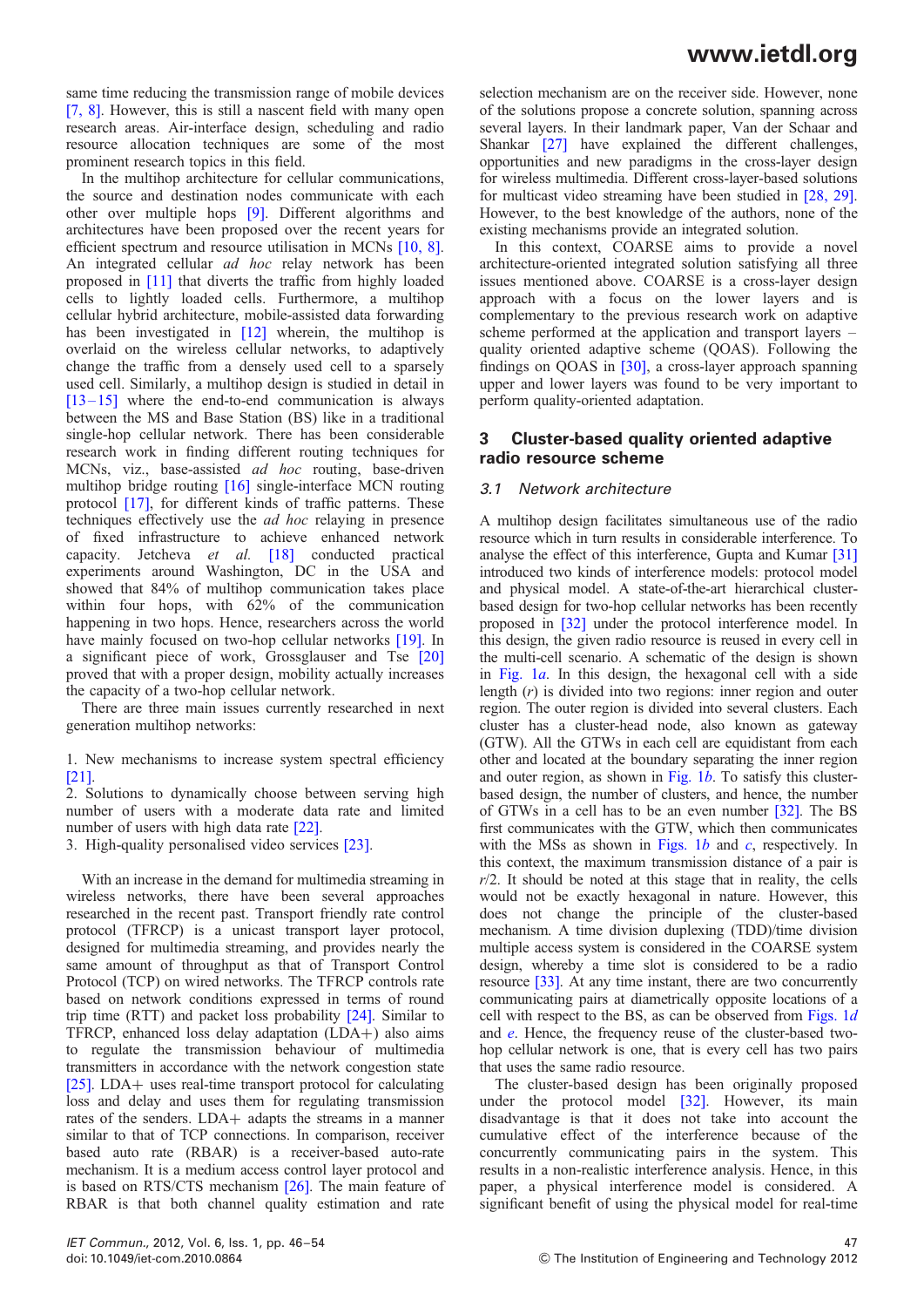same time reducing the transmission range of mobile devices [7, 8]. However, this is still a nascent field with many open research areas. Air-interface design, scheduling and radio resource allocation techniques are some of the most prominent research topics in this field.

In the multihop architecture for cellular communications, the source and destination nodes communicate with each other over multiple hops [9]. Different algorithms and architectures have been proposed over the recent years for efficient spectrum and resource utilisation in MCNs [10, 8]. An integrated cellular *ad hoc* relay network has been proposed in [11] that diverts the traffic from highly loaded cells to lightly loaded cells. Furthermore, a multihop cellular hybrid architecture, mobile-assisted data forwarding has been investigated in [12] wherein, the multihop is overlaid on the wireless cellular networks, to adaptively change the traffic from a densely used cell to a sparsely used cell. Similarly, a multihop design is studied in detail in [13–15] where the end-to-end communication is always between the MS and Base Station (BS) like in a traditional single-hop cellular network. There has been considerable research work in finding different routing techniques for MCNs, viz., base-assisted *ad hoc* routing, base-driven multihop bridge routing [16] single-interface MCN routing protocol [17], for different kinds of traffic patterns. These techniques effectively use the *ad hoc* relaying in presence of fixed infrastructure to achieve enhanced network capacity. Jetcheva *et al.* [18] conducted practical experiments around Washington, DC in the USA and showed that 84% of multihop communication takes place within four hops, with 62% of the communication happening in two hops. Hence, researchers across the world have mainly focused on two-hop cellular networks [19]. In a significant piece of work, Grossglauser and Tse [20] proved that with a proper design, mobility actually increases the capacity of a two-hop cellular network.

There are three main issues currently researched in next generation multihop networks:

1. New mechanisms to increase system spectral efficiency [21].
2. Solutions to dynamically choose between serving high number of users with a moderate data rate and limited number of users with high data rate [22].
3. High-quality personalised video services [23].

With an increase in the demand for multimedia streaming in wireless networks, there have been several approaches researched in the recent past. Transport friendly rate control protocol (TFRCP) is a unicast transport layer protocol, designed for multimedia streaming, and provides nearly the same amount of throughput as that of Transport Control Protocol (TCP) on wired networks. The TFRCP controls rate based on network conditions expressed in terms of round trip time (RTT) and packet loss probability [24]. Similar to TFRCP, enhanced loss delay adaptation (LDA+) also aims to regulate the transmission behaviour of multimedia transmitters in accordance with the network congestion state [25]. LDA+ uses real-time transport protocol for calculating loss and delay and uses them for regulating transmission rates of the senders. LDA+ adapts the streams in a manner similar to that of TCP connections. In comparison, receiver based auto rate (RBAR) is a receiver-based auto-rate mechanism. It is a medium access control layer protocol and is based on RTS/CTS mechanism [26]. The main feature of RBAR is that both channel quality estimation and rate selection mechanism are on the receiver side. However, none of the solutions propose a concrete solution, spanning across several layers. In their landmark paper, Van der Schaar and Shankar [27] have explained the different challenges, opportunities and new paradigms in the cross-layer design for wireless multimedia. Different cross-layer-based solutions for multicast video streaming have been studied in [28, 29]. However, to the best knowledge of the authors, none of the existing mechanisms provide an integrated solution.

In this context, COARSE aims to provide a novel architecture-oriented integrated solution satisfying all three issues mentioned above. COARSE is a cross-layer design approach with a focus on the lower layers and is complementary to the previous research work on adaptive scheme performed at the application and transport layers – quality oriented adaptive scheme (QOAS). Following the findings on QOAS in [30], a cross-layer approach spanning upper and lower layers was found to be very important to perform quality-oriented adaptation.

## 3 Cluster-based quality oriented adaptive radio resource scheme

### 3.1 Network architecture

A multihop design facilitates simultaneous use of the radio resource which in turn results in considerable interference. To analyse the effect of this interference, Gupta and Kumar [31] introduced two kinds of interference models: protocol model and physical model. A state-of-the-art hierarchical cluster-based design for two-hop cellular networks has been recently proposed in [32] under the protocol interference model. In this design, the given radio resource is reused in every cell in the multi-cell scenario. A schematic of the design is shown in Fig. 1*a*. In this design, the hexagonal cell with a side length ($r$) is divided into two regions: inner region and outer region. The outer region is divided into several clusters. Each cluster has a cluster-head node, also known as gateway (GTW). All the GTWs in each cell are equidistant from each other and located at the boundary separating the inner region and outer region, as shown in Fig. 1*b*. To satisfy this cluster-based design, the number of clusters, and hence, the number of GTWs in a cell has to be an even number [32]. The BS first communicates with the GTW, which then communicates with the MSs as shown in Figs. 1*b* and *c*, respectively. In this context, the maximum transmission distance of a pair is $r/2$. It should be noted at this stage that in reality, the cells would not be exactly hexagonal in nature. However, this does not change the principle of the cluster-based mechanism. A time division duplexing (TDD)/time division multiple access system is considered in the COARSE system design, whereby a time slot is considered to be a radio resource [33]. At any time instant, there are two concurrently communicating pairs at diametrically opposite locations of a cell with respect to the BS, as can be observed from Figs. 1*d* and *e*. Hence, the frequency reuse of the cluster-based two-hop cellular network is one, that is every cell has two pairs that uses the same radio resource.

The cluster-based design has been originally proposed under the protocol model [32]. However, its main disadvantage is that it does not take into account the cumulative effect of the interference because of the concurrently communicating pairs in the system. This results in a non-realistic interference analysis. Hence, in this paper, a physical interference model is considered. A significant benefit of using the physical model for real-time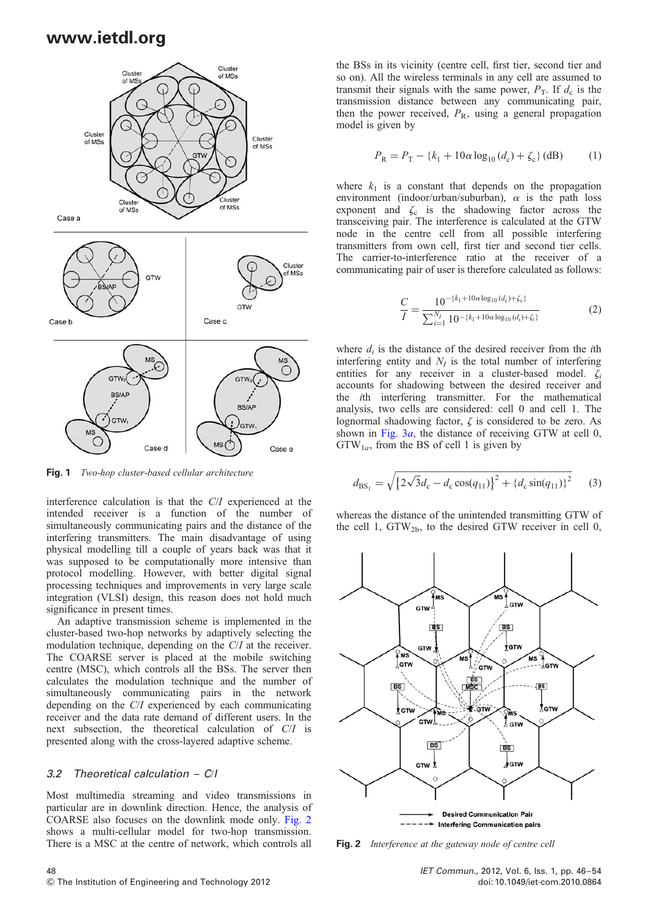**Fig. 1** *Two-hop cluster-based cellular architecture*

interference calculation is that the $C/I$ experienced at the intended receiver is a function of the number of simultaneously communicating pairs and the distance of the interfering transmitters. The main disadvantage of using physical modelling till a couple of years back was that it was supposed to be computationally more intensive than protocol modelling. However, with better digital signal processing techniques and improvements in very large scale integration (VLSI) design, this reason does not hold much significance in present times.

An adaptive transmission scheme is implemented in the cluster-based two-hop networks by adaptively selecting the modulation technique, depending on the $C/I$ at the receiver. The COARSE server is placed at the mobile switching centre (MSC), which controls all the BSs. The server then calculates the modulation technique and the number of simultaneously communicating pairs in the network depending on the $C/I$ experienced by each communicating receiver and the data rate demand of different users. In the next subsection, the theoretical calculation of $C/I$ is presented along with the cross-layered adaptive scheme.

### 3.2 Theoretical calculation – C/I

Most multimedia streaming and video transmissions in particular are in downlink direction. Hence, the analysis of COARSE also focuses on the downlink mode only. Fig. 2 shows a multi-cellular model for two-hop transmission. There is a MSC at the centre of network, which controls all the BSs in its vicinity (centre cell, first tier, second tier and so on). All the wireless terminals in any cell are assumed to transmit their signals with the same power, $P_T$. If $d_c$ is the transmission distance between any communicating pair, then the power received, $P_R$, using a general propagation model is given by

$$P_R = P_T - \{k_1 + 10\alpha \log_{10}(d_c) + \zeta_c\} \, (\text{dB}) \tag{1}$$

where $k_1$ is a constant that depends on the propagation environment (indoor/urban/suburban), $\alpha$ is the path loss exponent and $\zeta_c$ is the shadowing factor across the transceiving pair. The interference is calculated at the GTW node in the centre cell from all possible interfering transmitters from own cell, first tier and second tier cells. The carrier-to-interference ratio at the receiver of a communicating pair of user is therefore calculated as follows:

$$\frac{C}{I} = \frac{10^{-\{k_1 + 10\alpha \log_{10}(d_c) + \zeta_c\}}}{\sum_{i=1}^{N_I} 10^{-\{k_1 + 10\alpha \log_{10}(d_i) + \zeta_i\}}} \tag{2}$$

where $d_i$ is the distance of the desired receiver from the $i$th interfering entity and $N_I$ is the total number of interfering entities for any receiver in a cluster-based model. $\zeta_i$ accounts for shadowing between the desired receiver and the $i$th interfering transmitter. For the mathematical analysis, two cells are considered: cell 0 and cell 1. The lognormal shadowing factor, $\zeta$ is considered to be zero. As shown in Fig. 3$a$, the distance of receiving GTW at cell 0, $\text{GTW}_{1a}$, from the BS of cell 1 is given by

$$d_{\text{BS}_1} = \sqrt{\left\{2\sqrt{3}d_c - d_c\cos(q_{11})\right\}^2 + \{d_c \sin(q_{11})\}^2} \tag{3}$$

whereas the distance of the unintended transmitting GTW of the cell 1, $\text{GTW}_{2b}$, to the desired GTW receiver in cell 0,

**Fig. 2** *Interference at the gateway node of centre cell*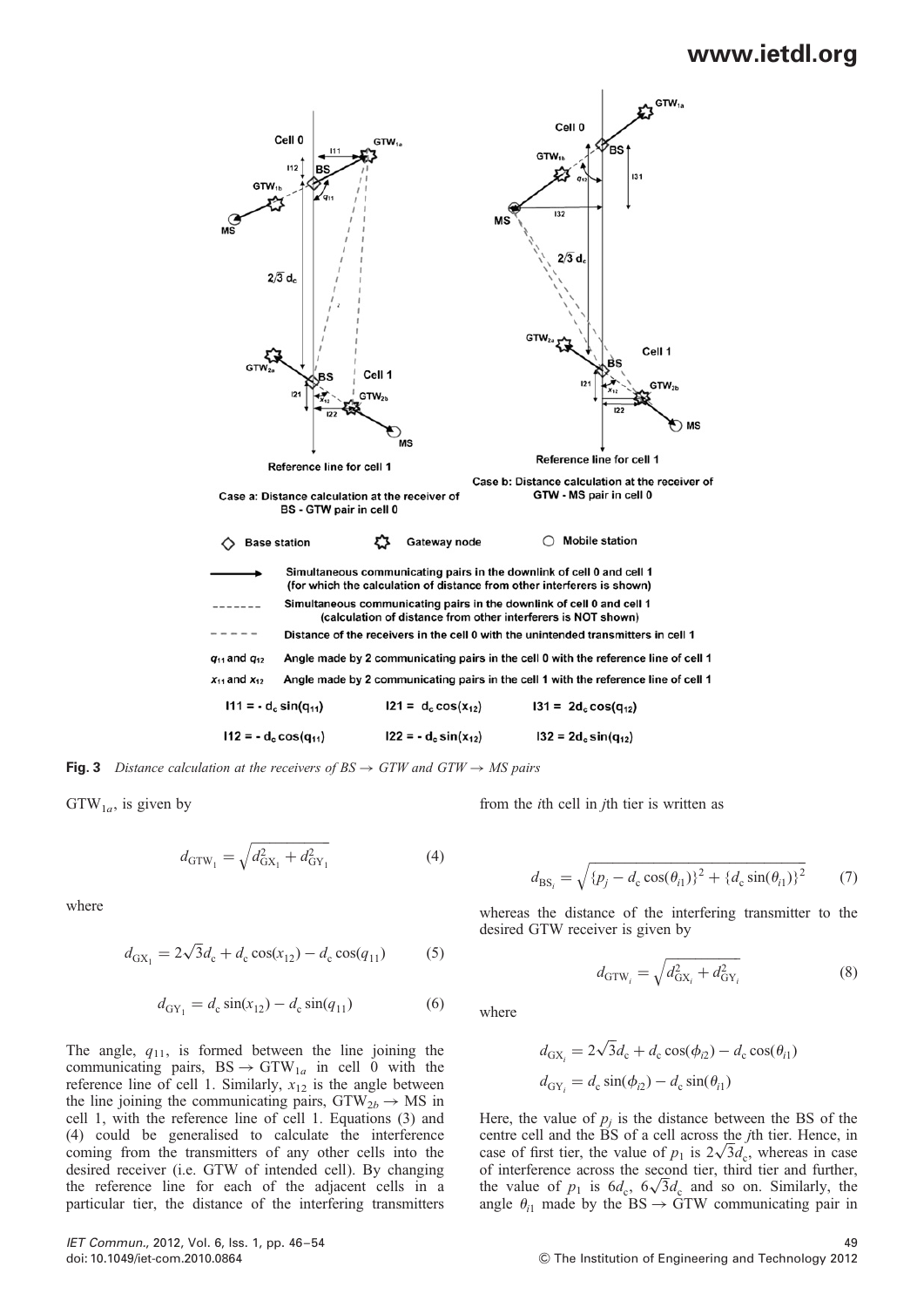**Fig. 3** *Distance calculation at the receivers of BS → GTW and GTW → MS pairs*

$GTW_{1a}$, is given by

$$d_{GTW_1} = \sqrt{d_{GX_1}^2 + d_{GY_1}^2} \tag{4}$$

where

$$d_{GX_1} = 2\sqrt{3}d_c + d_c\cos(x_{12}) - d_c\cos(q_{11}) \tag{5}$$

$$d_{GY_1} = d_c\sin(x_{12}) - d_c\sin(q_{11}) \tag{6}$$

The angle, $q_{11}$, is formed between the line joining the communicating pairs, $BS \rightarrow GTW_{1a}$ in cell 0 with the reference line of cell 1. Similarly, $x_{12}$ is the angle between the line joining the communicating pairs, $GTW_{2b} \rightarrow MS$ in cell 1, with the reference line of cell 1. Equations (3) and (4) could be generalised to calculate the interference coming from the transmitters of any other cells into the desired receiver (i.e. GTW of intended cell). By changing the reference line for each of the adjacent cells in a particular tier, the distance of the interfering transmitters from the $i$th cell in $j$th tier is written as

$$d_{BS_i} = \sqrt{\{p_j - d_c\cos(\theta_{i1})\}^2 + \{d_c\sin(\theta_{i1})\}^2} \tag{7}$$

whereas the distance of the interfering transmitter to the desired GTW receiver is given by

$$d_{GTW_i} = \sqrt{d_{GX_i}^2 + d_{GY_i}^2} \tag{8}$$

where

$$d_{GX_i} = 2\sqrt{3}d_c + d_c\cos(\phi_{i2}) - d_c\cos(\theta_{i1})$$

$$d_{GY_i} = d_c\sin(\phi_{i2}) - d_c\sin(\theta_{i1})$$

Here, the value of $p_j$ is the distance between the BS of the centre cell and the BS of a cell across the $j$th tier. Hence, in case of first tier, the value of $p_1$ is $2\sqrt{3}d_c$, whereas in case of interference across the second tier, third tier and further, the value of $p_1$ is $6d_c$, $6\sqrt{3}d_c$ and so on. Similarly, the angle $\theta_{i1}$ made by the $BS \rightarrow GTW$ communicating pair in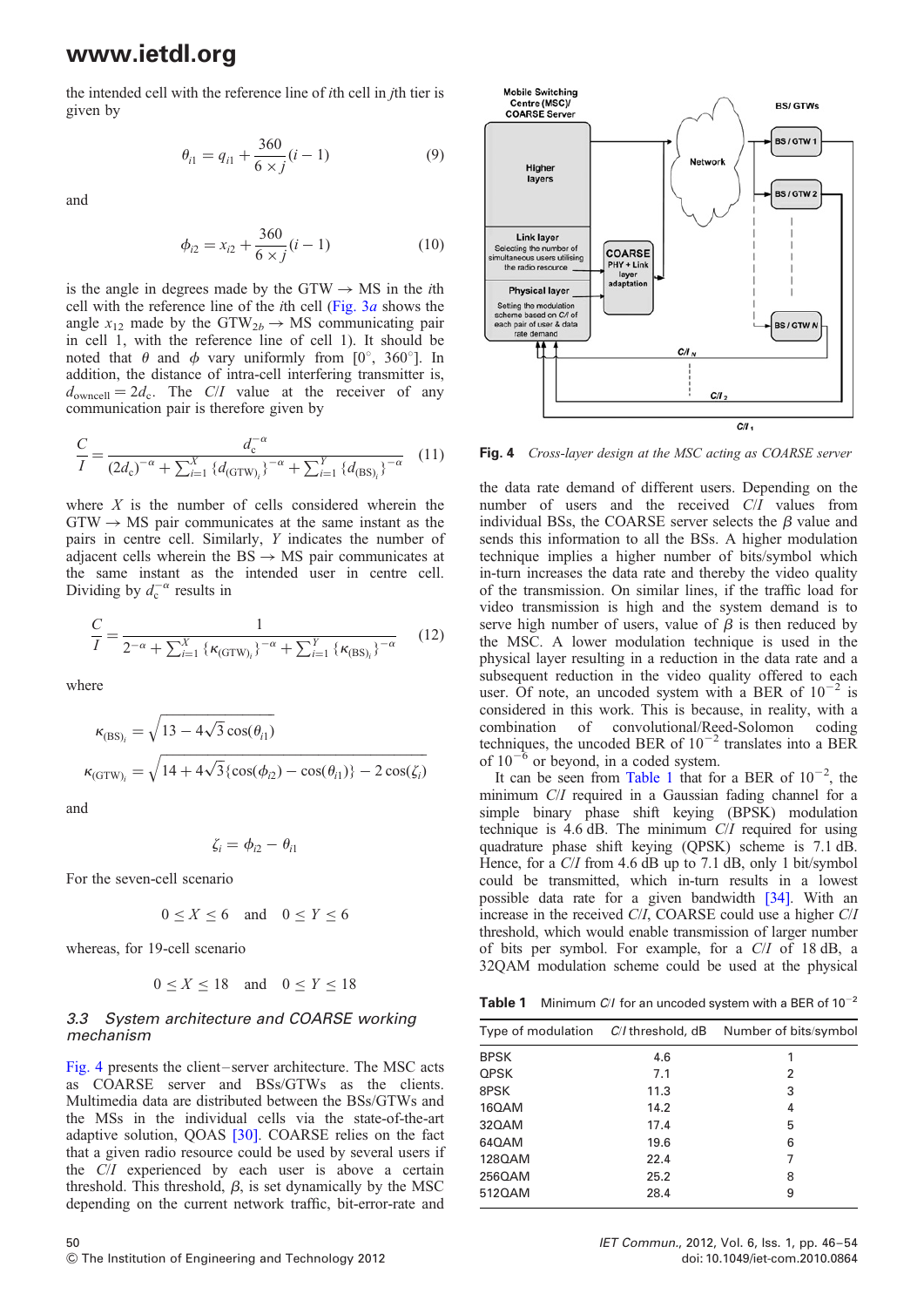the intended cell with the reference line of $i$th cell in $j$th tier is given by

$$\theta_{i1} = q_{i1} + \frac{360}{6 \times j}(i-1) \tag{9}$$

and

$$\phi_{i2} = x_{i2} + \frac{360}{6 \times j}(i-1) \tag{10}$$

is the angle in degrees made by the GTW → MS in the $i$th cell with the reference line of the $i$th cell (Fig. 3$a$ shows the angle $x_{12}$ made by the $\text{GTW}_{2b}$ → MS communicating pair in cell 1, with the reference line of cell 1). It should be noted that $\theta$ and $\phi$ vary uniformly from $[0^\circ, 360^\circ]$. In addition, the distance of intra-cell interfering transmitter is, $d_{\text{owncell}} = 2d_c$. The $C/I$ value at the receiver of any communication pair is therefore given by

$$\frac{C}{I} = \frac{d_c^{-\alpha}}{(2d_c)^{-\alpha} + \sum_{i=1}^{X}\{d_{(\text{GTW})_i}\}^{-\alpha} + \sum_{i=1}^{Y}\{d_{(\text{BS})_i}\}^{-\alpha}} \tag{11}$$

where $X$ is the number of cells considered wherein the GTW → MS pair communicates at the same instant as the pairs in centre cell. Similarly, $Y$ indicates the number of adjacent cells wherein the BS → MS pair communicates at the same instant as the intended user in centre cell. Dividing by $d_c^{-\alpha}$ results in

$$\frac{C}{I} = \frac{1}{2^{-\alpha} + \sum_{i=1}^{X}\{\kappa_{(\text{GTW})_i}\}^{-\alpha} + \sum_{i=1}^{Y}\{\kappa_{(\text{BS})_i}\}^{-\alpha}} \tag{12}$$

where

$$\kappa_{(\text{BS})_i} = \sqrt{13 - 4\sqrt{3}\cos(\theta_{i1})}$$

$$\kappa_{(\text{GTW})_i} = \sqrt{14 + 4\sqrt{3}\{\cos(\phi_{i2}) - \cos(\theta_{i1})\} - 2\cos(\zeta_i)}$$

and

$$\zeta_i = \phi_{i2} - \theta_{i1}$$

For the seven-cell scenario

$$0 \le X \le 6 \quad \text{and} \quad 0 \le Y \le 6$$

whereas, for 19-cell scenario

$$0 \le X \le 18 \quad \text{and} \quad 0 \le Y \le 18$$

### 3.3 System architecture and COARSE working mechanism

Fig. 4 presents the client–server architecture. The MSC acts as COARSE server and BSs/GTWs as the clients. Multimedia data are distributed between the BSs/GTWs and the MSs in the individual cells via the state-of-the-art adaptive solution, QOAS [30]. COARSE relies on the fact that a given radio resource could be used by several users if the $C/I$ experienced by each user is above a certain threshold. This threshold, $\beta$, is set dynamically by the MSC depending on the current network traffic, bit-error-rate and the data rate demand of different users. Depending on the number of users and the received $C/I$ values from individual BSs, the COARSE server selects the $\beta$ value and sends this information to all the BSs. A higher modulation technique implies a higher number of bits/symbol which in-turn increases the data rate and thereby the video quality of the transmission. On similar lines, if the traffic load for video transmission is high and the system demand is to serve high number of users, value of $\beta$ is then reduced by the MSC. A lower modulation technique is used in the physical layer resulting in a reduction in the data rate and a subsequent reduction in the video quality offered to each user. Of note, an uncoded system with a BER of $10^{-2}$ is considered in this work. This is because, in reality, with a combination of convolutional/Reed-Solomon coding techniques, the uncoded BER of $10^{-2}$ translates into a BER of $10^{-6}$ or beyond, in a coded system.

It can be seen from Table 1 that for a BER of $10^{-2}$, the minimum $C/I$ required in a Gaussian fading channel for a simple binary phase shift keying (BPSK) modulation technique is 4.6 dB. The minimum $C/I$ required for using quadrature phase shift keying (QPSK) scheme is 7.1 dB. Hence, for a $C/I$ from 4.6 dB up to 7.1 dB, only 1 bit/symbol could be transmitted, which in-turn results in a lowest possible data rate for a given bandwidth [34]. With an increase in the received $C/I$, COARSE could use a higher $C/I$ threshold, which would enable transmission of larger number of bits per symbol. For example, for a $C/I$ of 18 dB, a 32QAM modulation scheme could be used at the physical

Fig. 4 *Cross-layer design at the MSC acting as COARSE server*

**Table 1** Minimum $C/I$ for an uncoded system with a BER of $10^{-2}$

| Type of modulation | $C/I$ threshold, dB | Number of bits/symbol |
|---|---|---|
| BPSK | 4.6 | 1 |
| QPSK | 7.1 | 2 |
| 8PSK | 11.3 | 3 |
| 16QAM | 14.2 | 4 |
| 32QAM | 17.4 | 5 |
| 64QAM | 19.6 | 6 |
| 128QAM | 22.4 | 7 |
| 256QAM | 25.2 | 8 |
| 512QAM | 28.4 | 9 |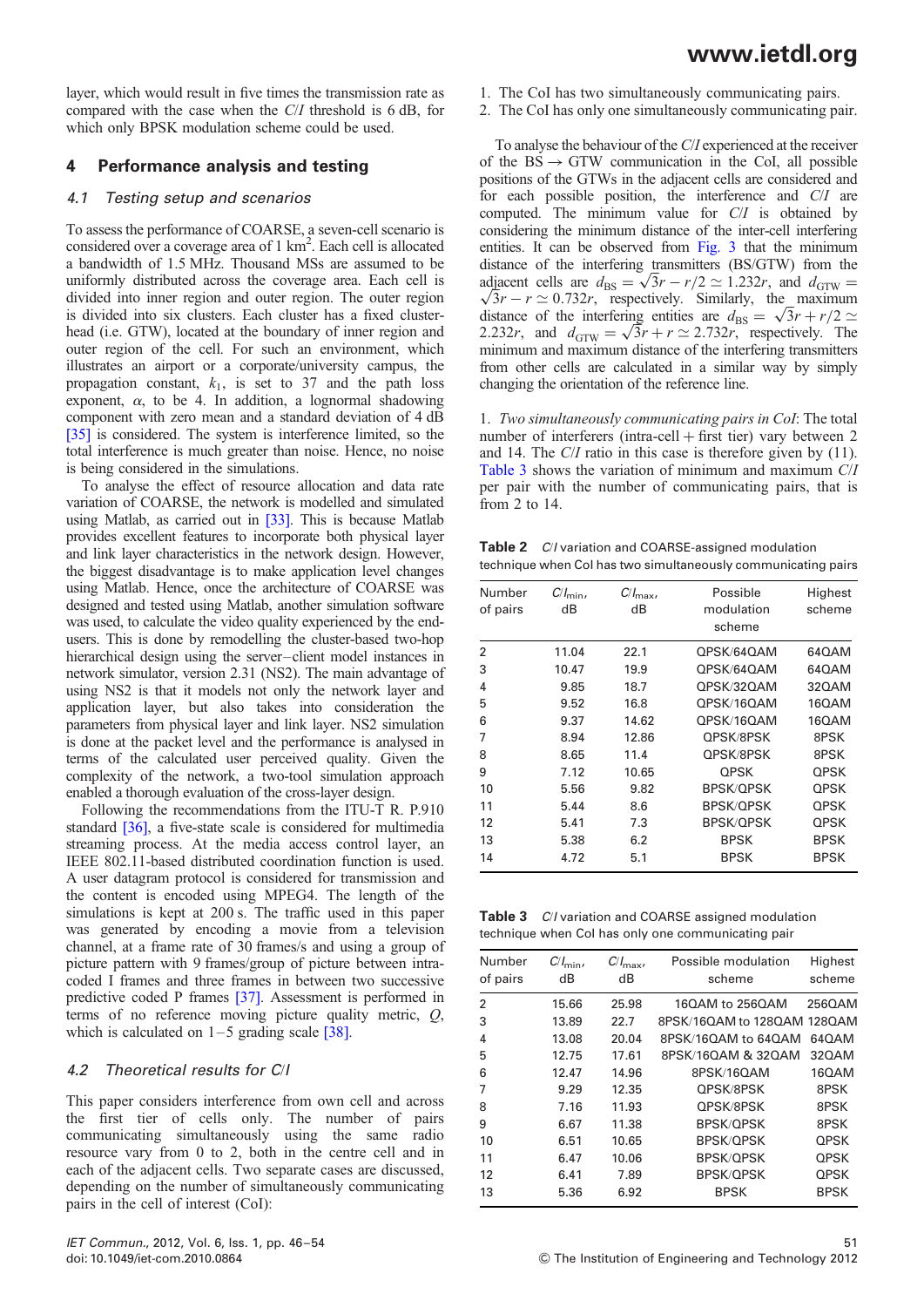layer, which would result in five times the transmission rate as compared with the case when the $C/I$ threshold is 6 dB, for which only BPSK modulation scheme could be used.

## 4 Performance analysis and testing

### 4.1 Testing setup and scenarios

To assess the performance of COARSE, a seven-cell scenario is considered over a coverage area of 1 km$^2$. Each cell is allocated a bandwidth of 1.5 MHz. Thousand MSs are assumed to be uniformly distributed across the coverage area. Each cell is divided into inner region and outer region. The outer region is divided into six clusters. Each cluster has a fixed cluster-head (i.e. GTW), located at the boundary of inner region and outer region of the cell. For such an environment, which illustrates an airport or a corporate/university campus, the propagation constant, $k_1$, is set to 37 and the path loss exponent, $\alpha$, to be 4. In addition, a lognormal shadowing component with zero mean and a standard deviation of 4 dB [35] is considered. The system is interference limited, so the total interference is much greater than noise. Hence, no noise is being considered in the simulations.

To analyse the effect of resource allocation and data rate variation of COARSE, the network is modelled and simulated using Matlab, as carried out in [33]. This is because Matlab provides excellent features to incorporate both physical layer and link layer characteristics in the network design. However, the biggest disadvantage is to make application level changes using Matlab. Hence, once the architecture of COARSE was designed and tested using Matlab, another simulation software was used, to calculate the video quality experienced by the end-users. This is done by remodelling the cluster-based two-hop hierarchical design using the server–client model instances in network simulator, version 2.31 (NS2). The main advantage of using NS2 is that it models not only the network layer and application layer, but also takes into consideration the parameters from physical layer and link layer. NS2 simulation is done at the packet level and the performance is analysed in terms of the calculated user perceived quality. Given the complexity of the network, a two-tool simulation approach enabled a thorough evaluation of the cross-layer design.

Following the recommendations from the ITU-T R. P.910 standard [36], a five-state scale is considered for multimedia streaming process. At the media access control layer, an IEEE 802.11-based distributed coordination function is used. A user datagram protocol is considered for transmission and the content is encoded using MPEG4. The length of the simulations is kept at 200 s. The traffic used in this paper was generated by encoding a movie from a television channel, at a frame rate of 30 frames/s and using a group of picture pattern with 9 frames/group of picture between intra-coded I frames and three frames in between two successive predictive coded P frames [37]. Assessment is performed in terms of no reference moving picture quality metric, $Q$, which is calculated on 1–5 grading scale [38].

### 4.2 Theoretical results for $C/I$

This paper considers interference from own cell and across the first tier of cells only. The number of pairs communicating simultaneously using the same radio resource vary from 0 to 2, both in the centre cell and in each of the adjacent cells. Two separate cases are discussed, depending on the number of simultaneously communicating pairs in the cell of interest (CoI):

1. The CoI has two simultaneously communicating pairs.
2. The CoI has only one simultaneously communicating pair.

To analyse the behaviour of the $C/I$ experienced at the receiver of the BS $\rightarrow$ GTW communication in the CoI, all possible positions of the GTWs in the adjacent cells are considered and for each possible position, the interference and $C/I$ are computed. The minimum value for $C/I$ is obtained by considering the minimum distance of the inter-cell interfering entities. It can be observed from Fig. 3 that the minimum distance of the interfering transmitters (BS/GTW) from the adjacent cells are $d_{\text{BS}} = \sqrt{3}r - r/2 \simeq 1.232r$, and $d_{\text{GTW}} = \sqrt{3}r - r \simeq 0.732r$, respectively. Similarly, the maximum distance of the interfering entities are $d_{\text{BS}} = \sqrt{3}r + r/2 \simeq 2.232r$, and $d_{\text{GTW}} = \sqrt{3}r + r \simeq 2.732r$, respectively. The minimum and maximum distance of the interfering transmitters from other cells are calculated in a similar way by simply changing the orientation of the reference line.

1. *Two simultaneously communicating pairs in CoI*: The total number of interferers (intra-cell + first tier) vary between 2 and 14. The $C/I$ ratio in this case is therefore given by (11). Table 3 shows the variation of minimum and maximum $C/I$ per pair with the number of communicating pairs, that is from 2 to 14.

**Table 2** $C/I$ variation and COARSE-assigned modulation technique when CoI has two simultaneously communicating pairs

| Number of pairs | $C/I_{\min}$, dB | $C/I_{\max}$, dB | Possible modulation scheme | Highest scheme |
|---|---|---|---|---|
| 2 | 11.04 | 22.1 | QPSK/64QAM | 64QAM |
| 3 | 10.47 | 19.9 | QPSK/64QAM | 64QAM |
| 4 | 9.85 | 18.7 | QPSK/32QAM | 32QAM |
| 5 | 9.52 | 16.8 | QPSK/16QAM | 16QAM |
| 6 | 9.37 | 14.62 | QPSK/16QAM | 16QAM |
| 7 | 8.94 | 12.86 | QPSK/8PSK | 8PSK |
| 8 | 8.65 | 11.4 | QPSK/8PSK | 8PSK |
| 9 | 7.12 | 10.65 | QPSK | QPSK |
| 10 | 5.56 | 9.82 | BPSK/QPSK | QPSK |
| 11 | 5.44 | 8.6 | BPSK/QPSK | QPSK |
| 12 | 5.41 | 7.3 | BPSK/QPSK | QPSK |
| 13 | 5.38 | 6.2 | BPSK | BPSK |
| 14 | 4.72 | 5.1 | BPSK | BPSK |

**Table 3** $C/I$ variation and COARSE assigned modulation technique when CoI has only one communicating pair

| Number of pairs | $C/I_{\min}$, dB | $C/I_{\max}$, dB | Possible modulation scheme | Highest scheme |
|---|---|---|---|---|
| 2 | 15.66 | 25.98 | 16QAM to 256QAM | 256QAM |
| 3 | 13.89 | 22.7 | 8PSK/16QAM to 128QAM | 128QAM |
| 4 | 13.08 | 20.04 | 8PSK/16QAM to 64QAM | 64QAM |
| 5 | 12.75 | 17.61 | 8PSK/16QAM & 32QAM | 32QAM |
| 6 | 12.47 | 14.96 | 8PSK/16QAM | 16QAM |
| 7 | 9.29 | 12.35 | QPSK/8PSK | 8PSK |
| 8 | 7.16 | 11.93 | QPSK/8PSK | 8PSK |
| 9 | 6.67 | 11.38 | BPSK/QPSK | 8PSK |
| 10 | 6.51 | 10.65 | BPSK/QPSK | QPSK |
| 11 | 6.47 | 10.06 | BPSK/QPSK | QPSK |
| 12 | 6.41 | 7.89 | BPSK/QPSK | QPSK |
| 13 | 5.36 | 6.92 | BPSK | BPSK |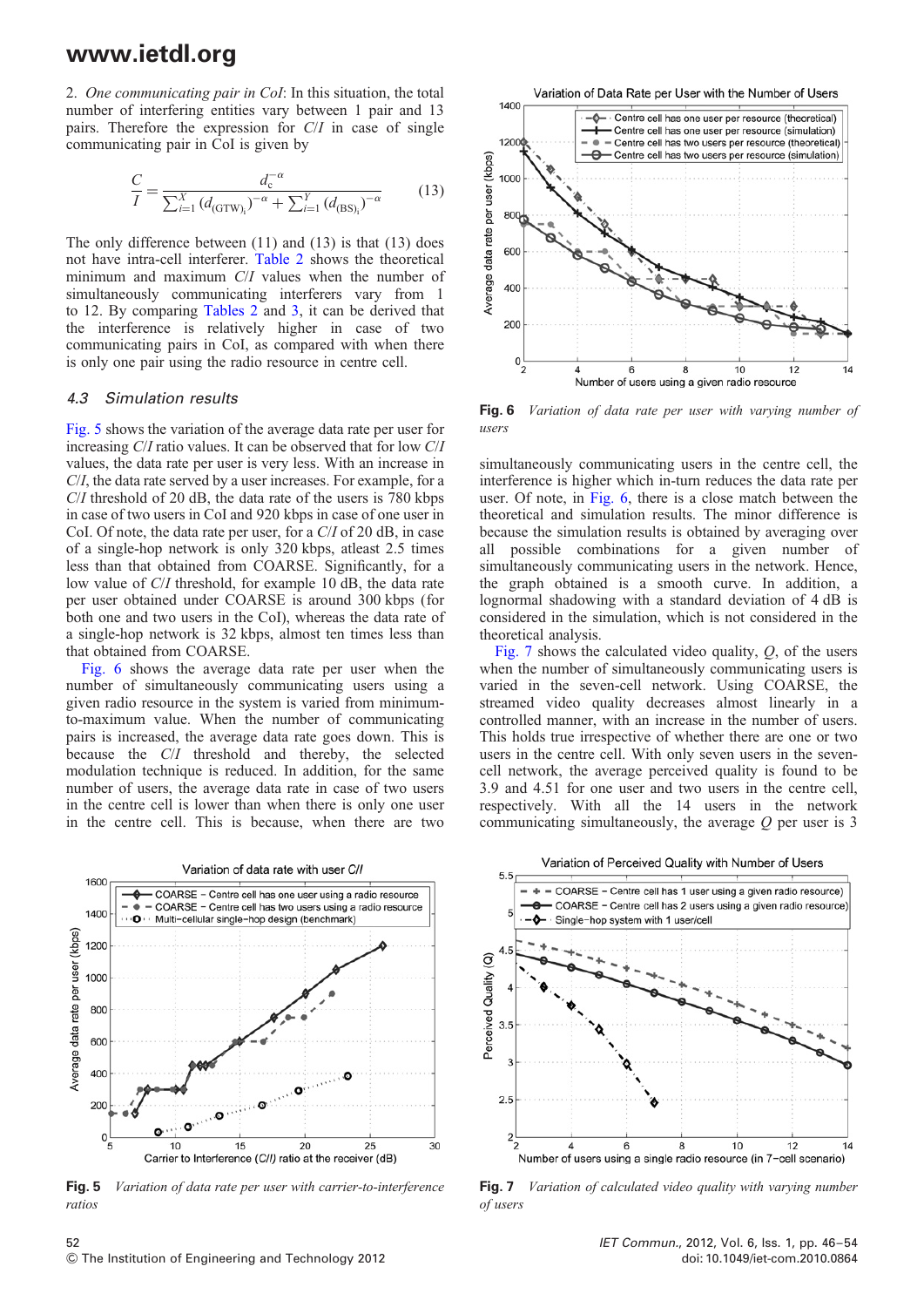2. *One communicating pair in CoI*: In this situation, the total number of interfering entities vary between 1 pair and 13 pairs. Therefore the expression for $C/I$ in case of single communicating pair in CoI is given by

$$\frac{C}{I} = \frac{d_c^{-\alpha}}{\sum_{i=1}^{X}(d_{(\mathrm{GTW})_i})^{-\alpha} + \sum_{i=1}^{Y}(d_{(\mathrm{BS})_i})^{-\alpha}} \quad (13)$$

The only difference between (11) and (13) is that (13) does not have intra-cell interferer. Table 2 shows the theoretical minimum and maximum $C/I$ values when the number of simultaneously communicating interferers vary from 1 to 12. By comparing Tables 2 and 3, it can be derived that the interference is relatively higher in case of two communicating pairs in CoI, as compared with when there is only one pair using the radio resource in centre cell.

### 4.3 Simulation results

Fig. 5 shows the variation of the average data rate per user for increasing $C/I$ ratio values. It can be observed that for low $C/I$ values, the data rate per user is very less. With an increase in $C/I$, the data rate served by a user increases. For example, for a $C/I$ threshold of 20 dB, the data rate of the users is 780 kbps in case of two users in CoI and 920 kbps in case of one user in CoI. Of note, the data rate per user, for a $C/I$ of 20 dB, in case of a single-hop network is only 320 kbps, atleast 2.5 times less than that obtained from COARSE. Significantly, for a low value of $C/I$ threshold, for example 10 dB, the data rate per user obtained under COARSE is around 300 kbps (for both one and two users in the CoI), whereas the data rate of a single-hop network is 32 kbps, almost ten times less than that obtained from COARSE.

Fig. 6 shows the average data rate per user when the number of simultaneously communicating users using a given radio resource in the system is varied from minimum-to-maximum value. When the number of communicating pairs is increased, the average data rate goes down. This is because the $C/I$ threshold and thereby, the selected modulation technique is reduced. In addition, for the same number of users, the average data rate in case of two users in the centre cell is lower than when there is only one user in the centre cell. This is because, when there are two simultaneously communicating users in the centre cell, the interference is higher which in-turn reduces the data rate per user. Of note, in Fig. 6, there is a close match between the theoretical and simulation results. The minor difference is because the simulation results is obtained by averaging over all possible combinations for a given number of simultaneously communicating users in the network. Hence, the graph obtained is a smooth curve. In addition, a lognormal shadowing with a standard deviation of 4 dB is considered in the simulation, which is not considered in the theoretical analysis.

Fig. 7 shows the calculated video quality, $Q$, of the users when the number of simultaneously communicating users is varied in the seven-cell network. Using COARSE, the streamed video quality decreases almost linearly in a controlled manner, with an increase in the number of users. This holds true irrespective of whether there are one or two users in the centre cell. With only seven users in the seven-cell network, the average perceived quality is found to be 3.9 and 4.51 for one user and two users in the centre cell, respectively. With all the 14 users in the network communicating simultaneously, the average $Q$ per user is 3

**Fig. 6** *Variation of data rate per user with varying number of users*

**Fig. 5** *Variation of data rate per user with carrier-to-interference ratios*

**Fig. 7** *Variation of calculated video quality with varying number of users*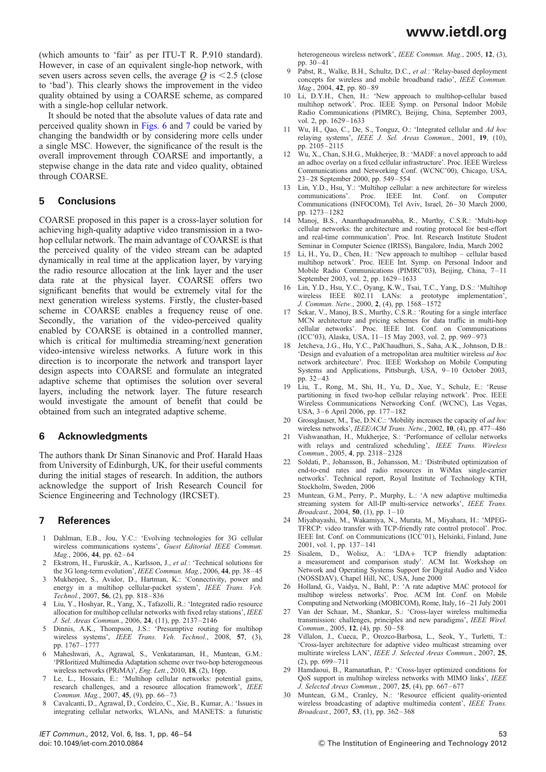(which amounts to 'fair' as per ITU-T R. P.910 standard). However, in case of an equivalent single-hop network, with seven users across seven cells, the average $Q$ is $<2.5$ (close to 'bad'). This clearly shows the improvement in the video quality obtained by using a COARSE scheme, as compared with a single-hop cellular network.

It should be noted that the absolute values of data rate and perceived quality shown in Figs. 6 and 7 could be varied by changing the bandwidth or by considering more cells under a single MSC. However, the significance of the result is the overall improvement through COARSE and importantly, a stepwise change in the data rate and video quality, obtained through COARSE.

## 5 Conclusions

COARSE proposed in this paper is a cross-layer solution for achieving high-quality adaptive video transmission in a two-hop cellular network. The main advantage of COARSE is that the perceived quality of the video stream can be adapted dynamically in real time at the application layer, by varying the radio resource allocation at the link layer and the user data rate at the physical layer. COARSE offers two significant benefits that would be extremely vital for the next generation wireless systems. Firstly, the cluster-based scheme in COARSE enables a frequency reuse of one. Secondly, the variation of the video-perceived quality enabled by COARSE is obtained in a controlled manner, which is critical for multimedia streaming/next generation video-intensive wireless networks. A future work in this direction is to incorporate the network and transport layer design aspects into COARSE and formulate an integrated adaptive scheme that optimises the solution over several layers, including the network layer. The future research would investigate the amount of benefit that could be obtained from such an integrated adaptive scheme.

## 6 Acknowledgments

The authors thank Dr Sinan Sinanovic and Prof. Harald Haas from University of Edinburgh, UK, for their useful comments during the initial stages of research. In addition, the authors acknowledge the support of Irish Research Council for Science Engineering and Technology (IRCSET).

## 7 References

1. Dahlman, E.B., Jou, Y.C.: 'Evolving technologies for 3G cellular wireless communications systems', *Guest Editorial IEEE Commun. Mag.*, 2006, **44**, pp. 62–64
2. Ekstrom, H., Furuskär, A., Karlsson, J., *et al.*: 'Technical solutions for the 3G long-term evolution', *IEEE Commun. Mag.*, 2006, **44**, pp. 38–45
3. Mukherjee, S., Avidor, D., Hartman, K.: 'Connectivity, power and energy in a multihop cellular-packet system', *IEEE Trans. Veh. Technol.*, 2007, **56**, (2), pp. 818–836
4. Liu, Y., Hoshyar, R., Yang, X., Tafazolli, R.: 'Integrated radio resource allocation for multihop cellular networks with fixed relay stations', *IEEE J. Sel. Areas Commun.*, 2006, **24**, (11), pp. 2137–2146
5. Dinnis, A.K., Thompson, J.S.: 'Presumptive routing for multihop wireless systems', *IEEE Trans. Veh. Technol.*, 2008, **57**, (3), pp. 1767–1777
6. Maheshwari, A., Agrawal, S., Venkataraman, H., Muntean, G.M.: 'PRIoritized Multimedia Adaptation scheme over two-hop heterogeneous wireless networks (PRiMA)', *Eng. Lett.*, 2010, **18**, (2), 16pp.
7. Le, L., Hossain, E.: 'Multihop cellular networks: potential gains, research challenges, and a resource allocation framework', *IEEE Commun. Mag.*, 2007, **45**, (9), pp. 66–73
8. Cavalcanti, D., Agrawal, D., Cordeiro, C., Xie, B., Kumar, A.: 'Issues in integrating cellular networks, WLANs, and MANETS: a futuristic heterogeneous wireless network', *IEEE Commun. Mag.*, 2005, **12**, (3), pp. 30–41
9. Pabst, R., Walke, B.H., Schultz, D.C., *et al.*: 'Relay-based deployment concepts for wireless and mobile broadband radio', *IEEE Commun. Mag.*, 2004, **42**, pp. 80–89
10. Li, D.Y.H., Chen, H.: 'New approach to multihop-cellular based multihop network'. Proc. IEEE Symp. on Personal Indoor Mobile Radio Communications (PIMRC), Beijing, China, September 2003, vol. 2, pp. 1629–1633
11. Wu, H., Qao, C., De, S., Tonguz, O.: 'Integrated cellular and *Ad hoc* relaying systems', *IEEE J. Sel. Areas Commun.*, 2001, **19**, (10), pp. 2105–2115
12. Wu, X., Chan, S.H.G., Mukherjee, B.: 'MADF: a novel approach to add an adhoc overlay on a fixed cellular infrastructure'. Proc. IEEE Wireless Communications and Networking Conf. (WCNC'00), Chicago, USA, 23–28 September 2000, pp. 549–554
13. Lin, Y.D., Hsu, Y.: 'Multihop cellular: a new architecture for wireless communications'. Proc. IEEE Int. Conf. on Computer Communications (INFOCOM), Tel Aviv, Israel, 26–30 March 2000, pp. 1273–1282
14. Manoj, B.S., Ananthapadmanabha, R., Murthy, C.S.R.: 'Multi-hop cellular networks: the architecture and routing protocol for best-effort and real-time communication'. Proc. Int. Research Institute Student Seminar in Computer Science (IRISS), Bangalore, India, March 2002
15. Li, H., Yu, D., Chen, H.: 'New approach to multihop – cellular based multihop network'. Proc. IEEE Int. Symp. on Personal Indoor and Mobile Radio Communications (PIMRC'03), Beijing, China, 7–11 September 2003, vol. 2, pp. 1629–1633
16. Lin, Y.D., Hsu, Y.C., Oyang, K.W., Tsai, T.C., Yang, D.S.: 'Multihop wireless IEEE 802.11 LANs: a prototype implementation', *J. Commun. Netw.*, 2000, **2**, (4), pp. 1568–1572
17. Sekar, V., Manoj, B.S., Murthy, C.S.R.: 'Routing for a single interface MCN architecture and pricing schemes for data traffic in multi-hop cellular networks'. Proc. IEEE Int. Conf. on Communications (ICC'03), Alaska, USA, 11–15 May 2003, vol. 2, pp. 969–973
18. Jetcheva, J.G., Hu, Y.C., PalChaudhuri, S., Saha, A.K., Johnson, D.B.: 'Design and evaluation of a metropolitan area multitier wireless *ad hoc* network architecture'. Proc. IEEE Workshop on Mobile Computing Systems and Applications, Pittsburgh, USA, 9–10 October 2003, pp. 32–43
19. Liu, T., Rong, M., Shi, H., Yu, D., Xue, Y., Schulz, E.: 'Reuse partitioning in fixed two-hop cellular relaying network'. Proc. IEEE Wireless Communications Networking Conf. (WCNC), Las Vegas, USA, 3–6 April 2006, pp. 177–182
20. Grossglauser, M., Tse, D.N.C.: 'Mobility increases the capacity of *ad hoc* wireless networks', *IEEE/ACM Trans. Netw.*, 2002, **10**, (4), pp. 477–486
21. Vishwanathan, H., Mukherjee, S.: 'Performance of cellular networks with relays and centralized scheduling', *IEEE Trans. Wireless Commun.*, 2005, **4**, pp. 2318–2328
22. Soldati, P., Johansson, B., Johansson, M.: 'Distributed optimization of end-to-end rates and radio resources in WiMax single-carrier networks'. Technical report, Royal Institute of Technology KTH, Stockholm, Sweden, 2006
23. Muntean, G.M., Perry, P., Murphy, L.: 'A new adaptive multimedia streaming system for All-IP multi-service networks', *IEEE Trans. Broadcast.*, 2004, **50**, (1), pp. 1–10
24. Miyabayashi, M., Wakamiya, N., Murata, M., Miyahara, H.: 'MPEG-TFRCP: video transfer with TCP-friendly rate control protocol'. Proc. IEEE Int. Conf. on Communications (ICC'01), Helsinki, Finland, June 2001, vol. 1, pp. 137–141
25. Sisalem, D., Wolisz, A.: 'LDA+ TCP friendly adaptation: a measurement and comparison study'. ACM Int. Workshop on Network and Operating Systems Support for Digital Audio and Video (NOSSDAV), Chapel Hill, NC, USA, June 2000
26. Holland, G., Vaidya, N., Bahl, P.: 'A rate adaptive MAC protocol for multihop wireless networks'. Proc. ACM Int. Conf. on Mobile Computing and Networking (MOBICOM), Rome, Italy, 16–21 July 2001
27. Van der Schaar, M., Shankar, S.: 'Cross-layer wireless multimedia transmission: challenges, principles and new paradigms', *IEEE Wirel. Commun.*, 2005, **12**, (4), pp. 50–58
28. Villalon, J., Cueca, P., Orozco-Barbosa, L., Seok, Y., Turletti, T.: 'Cross-layer architecture for adaptive video multicast streaming over multirate wireless LAN', *IEEE J. Selected Areas Commun.*, 2007, **25**, (2), pp. 699–711
29. Hamdaoui, B., Ramanathan, P.: 'Cross-layer optimized conditions for QoS support in multihop wireless networks with MIMO links', *IEEE J. Selected Areas Commun.*, 2007, **25**, (4), pp. 667–677
30. Muntean, G.M., Cranley, N.: 'Resource efficient quality-oriented wireless broadcasting of adaptive multimedia content', *IEEE Trans. Broadcast.*, 2007, **53**, (1), pp. 362–368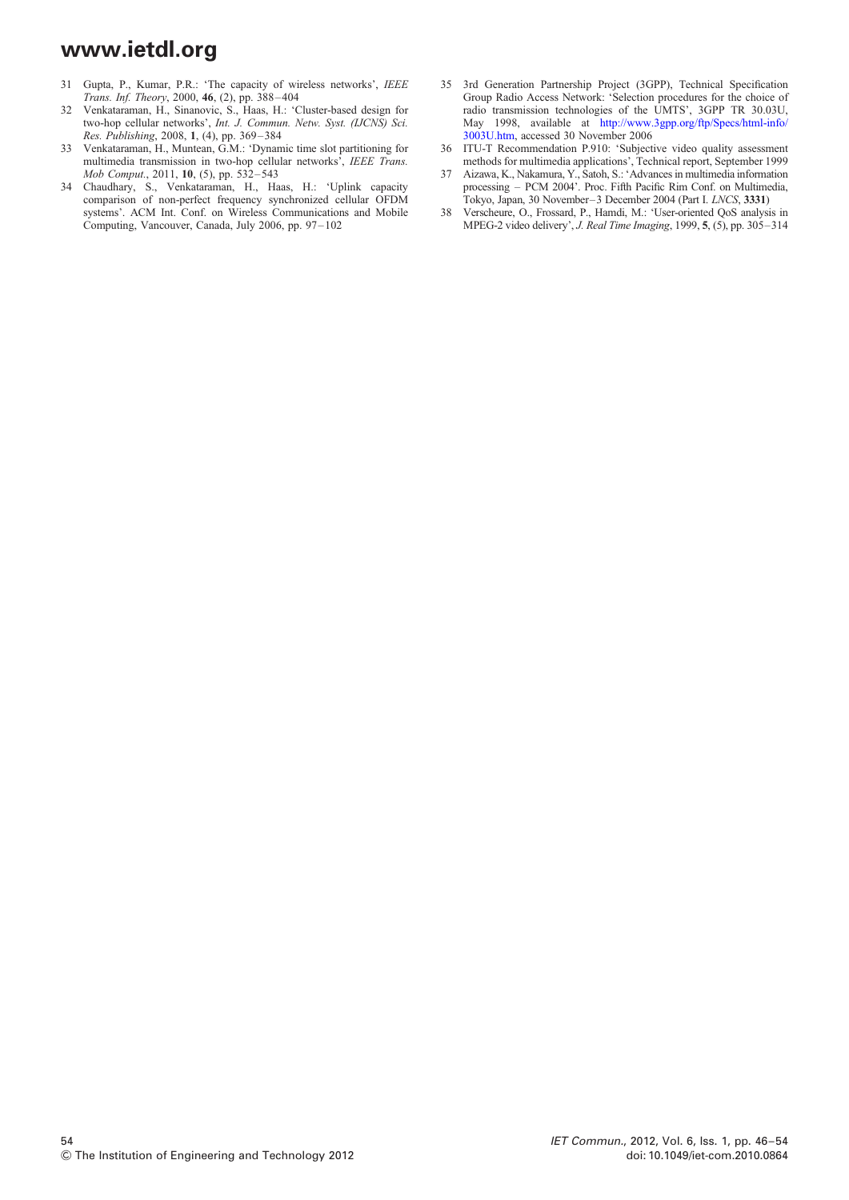31 Gupta, P., Kumar, P.R.: 'The capacity of wireless networks', *IEEE Trans. Inf. Theory*, 2000, **46**, (2), pp. 388–404

32 Venkataraman, H., Sinanovic, S., Haas, H.: 'Cluster-based design for two-hop cellular networks', *Int. J. Commun. Netw. Syst. (IJCNS) Sci. Res. Publishing*, 2008, **1**, (4), pp. 369–384

33 Venkataraman, H., Muntean, G.M.: 'Dynamic time slot partitioning for multimedia transmission in two-hop cellular networks', *IEEE Trans. Mob Comput.*, 2011, **10**, (5), pp. 532–543

34 Chaudhary, S., Venkataraman, H., Haas, H.: 'Uplink capacity comparison of non-perfect frequency synchronized cellular OFDM systems'. ACM Int. Conf. on Wireless Communications and Mobile Computing, Vancouver, Canada, July 2006, pp. 97–102

35 3rd Generation Partnership Project (3GPP), Technical Specification Group Radio Access Network: 'Selection procedures for the choice of radio transmission technologies of the UMTS', 3GPP TR 30.03U, May 1998, available at http://www.3gpp.org/ftp/Specs/html-info/3003U.htm, accessed 30 November 2006

36 ITU-T Recommendation P.910: 'Subjective video quality assessment methods for multimedia applications', Technical report, September 1999

37 Aizawa, K., Nakamura, Y., Satoh, S.: 'Advances in multimedia information processing – PCM 2004'. Proc. Fifth Pacific Rim Conf. on Multimedia, Tokyo, Japan, 30 November–3 December 2004 (Part I. *LNCS*, **3331**)

38 Verscheure, O., Frossard, P., Hamdi, M.: 'User-oriented QoS analysis in MPEG-2 video delivery', *J. Real Time Imaging*, 1999, **5**, (5), pp. 305–314